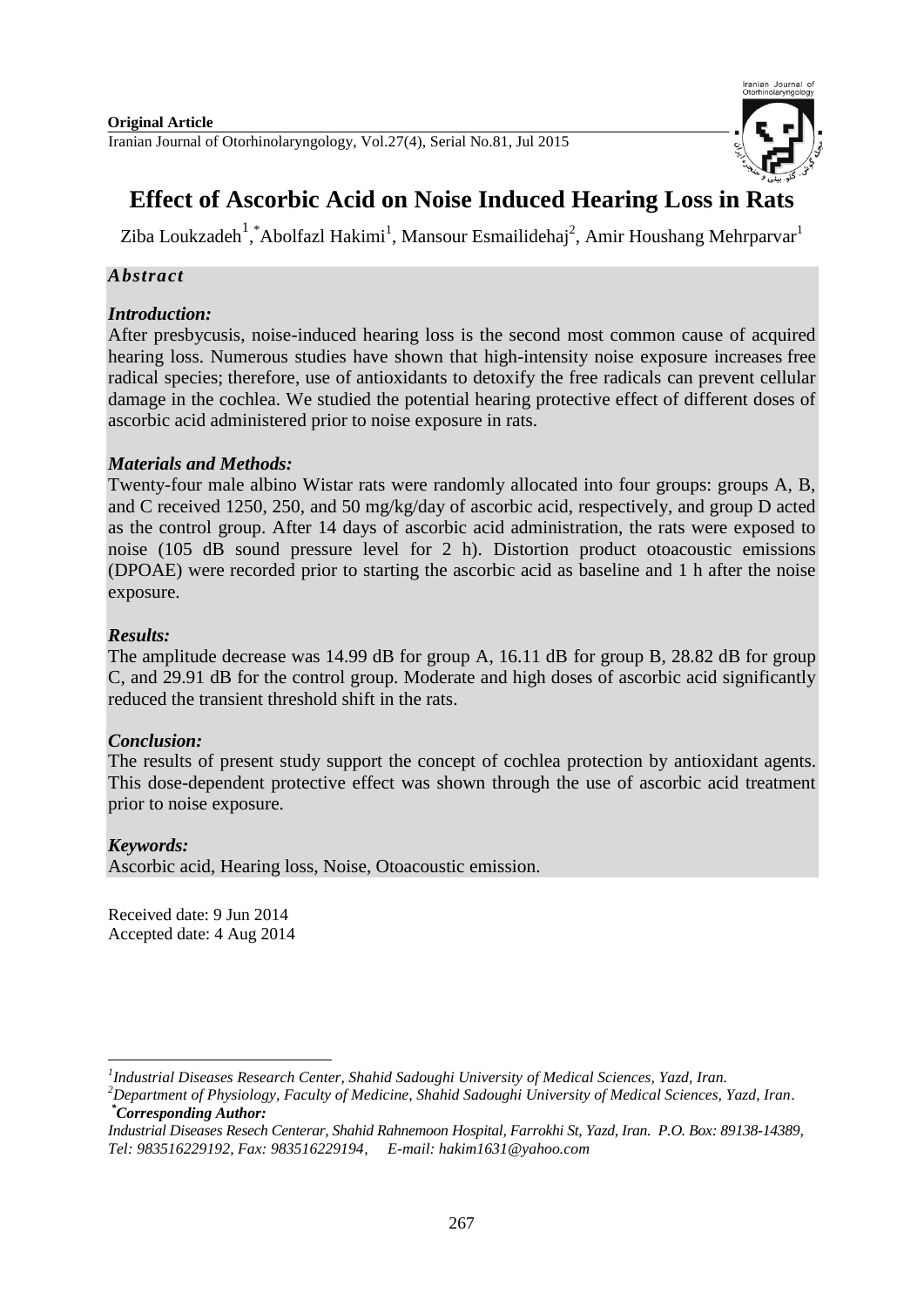**Original Article**

# Effect of Ascorbic Acid on Noise Induced Hearing Loss in Rats

Ziba Loukzadeh[1], *Abolfazl Hakimi[1], Mansour Esmailidehaj[2], Amir Houshang Mehrparvar[1]

## *Abstract*

### *Introduction:*

After presbycusis, noise-induced hearing loss is the second most common cause of acquired hearing loss. Numerous studies have shown that high-intensity noise exposure increases free radical species; therefore, use of antioxidants to detoxify the free radicals can prevent cellular damage in the cochlea. We studied the potential hearing protective effect of different doses of ascorbic acid administered prior to noise exposure in rats.

### *Materials and Methods:*

Twenty-four male albino Wistar rats were randomly allocated into four groups: groups A, B, and C received 1250, 250, and 50 mg/kg/day of ascorbic acid, respectively, and group D acted as the control group. After 14 days of ascorbic acid administration, the rats were exposed to noise (105 dB sound pressure level for 2 h). Distortion product otoacoustic emissions (DPOAE) were recorded prior to starting the ascorbic acid as baseline and 1 h after the noise exposure.

### *Results:*

The amplitude decrease was 14.99 dB for group A, 16.11 dB for group B, 28.82 dB for group C, and 29.91 dB for the control group. Moderate and high doses of ascorbic acid significantly reduced the transient threshold shift in the rats.

### *Conclusion:*

The results of present study support the concept of cochlea protection by antioxidant agents. This dose-dependent protective effect was shown through the use of ascorbic acid treatment prior to noise exposure.

### *Keywords:*

Ascorbic acid, Hearing loss, Noise, Otoacoustic emission.

Received date: 9 Jun 2014
Accepted date: 4 Aug 2014

---

[1] *Industrial Diseases Research Center, Shahid Sadoughi University of Medical Sciences, Yazd, Iran.*

[2] *Department of Physiology, Faculty of Medicine, Shahid Sadoughi University of Medical Sciences, Yazd, Iran.*

[*] ***Corresponding Author:***

*Industrial Diseases Resech Centerar, Shahid Rahnemoon Hospital, Farrokhi St, Yazd, Iran. P.O. Box: 89138-14389, Tel: 983516229192, Fax: 983516229194, E-mail: hakim1631@yahoo.com*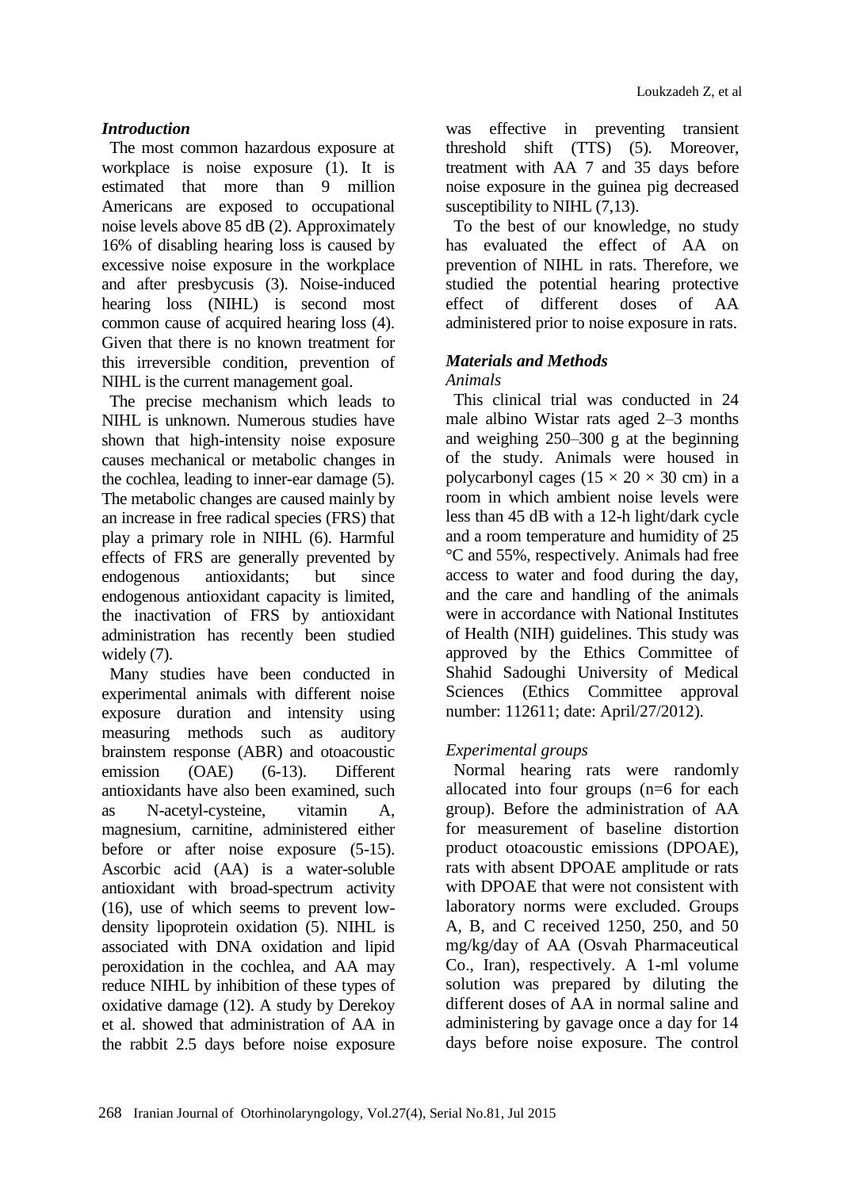## *Introduction*

The most common hazardous exposure at workplace is noise exposure (1). It is estimated that more than 9 million Americans are exposed to occupational noise levels above 85 dB (2). Approximately 16% of disabling hearing loss is caused by excessive noise exposure in the workplace and after presbycusis (3). Noise-induced hearing loss (NIHL) is second most common cause of acquired hearing loss (4). Given that there is no known treatment for this irreversible condition, prevention of NIHL is the current management goal.

The precise mechanism which leads to NIHL is unknown. Numerous studies have shown that high-intensity noise exposure causes mechanical or metabolic changes in the cochlea, leading to inner-ear damage (5). The metabolic changes are caused mainly by an increase in free radical species (FRS) that play a primary role in NIHL (6). Harmful effects of FRS are generally prevented by endogenous antioxidants; but since endogenous antioxidant capacity is limited, the inactivation of FRS by antioxidant administration has recently been studied widely (7).

Many studies have been conducted in experimental animals with different noise exposure duration and intensity using measuring methods such as auditory brainstem response (ABR) and otoacoustic emission (OAE) (6-13). Different antioxidants have also been examined, such as N-acetyl-cysteine, vitamin A, magnesium, carnitine, administered either before or after noise exposure (5-15). Ascorbic acid (AA) is a water-soluble antioxidant with broad-spectrum activity (16), use of which seems to prevent low-density lipoprotein oxidation (5). NIHL is associated with DNA oxidation and lipid peroxidation in the cochlea, and AA may reduce NIHL by inhibition of these types of oxidative damage (12). A study by Derekoy et al. showed that administration of AA in the rabbit 2.5 days before noise exposure was effective in preventing transient threshold shift (TTS) (5). Moreover, treatment with AA 7 and 35 days before noise exposure in the guinea pig decreased susceptibility to NIHL (7,13).

To the best of our knowledge, no study has evaluated the effect of AA on prevention of NIHL in rats. Therefore, we studied the potential hearing protective effect of different doses of AA administered prior to noise exposure in rats.

## *Materials and Methods*

### *Animals*

This clinical trial was conducted in 24 male albino Wistar rats aged 2–3 months and weighing 250–300 g at the beginning of the study. Animals were housed in polycarbonyl cages (15 × 20 × 30 cm) in a room in which ambient noise levels were less than 45 dB with a 12-h light/dark cycle and a room temperature and humidity of 25 °C and 55%, respectively. Animals had free access to water and food during the day, and the care and handling of the animals were in accordance with National Institutes of Health (NIH) guidelines. This study was approved by the Ethics Committee of Shahid Sadoughi University of Medical Sciences (Ethics Committee approval number: 112611; date: April/27/2012).

### *Experimental groups*

Normal hearing rats were randomly allocated into four groups (n=6 for each group). Before the administration of AA for measurement of baseline distortion product otoacoustic emissions (DPOAE), rats with absent DPOAE amplitude or rats with DPOAE that were not consistent with laboratory norms were excluded. Groups A, B, and C received 1250, 250, and 50 mg/kg/day of AA (Osvah Pharmaceutical Co., Iran), respectively. A 1-ml volume solution was prepared by diluting the different doses of AA in normal saline and administering by gavage once a day for 14 days before noise exposure. The control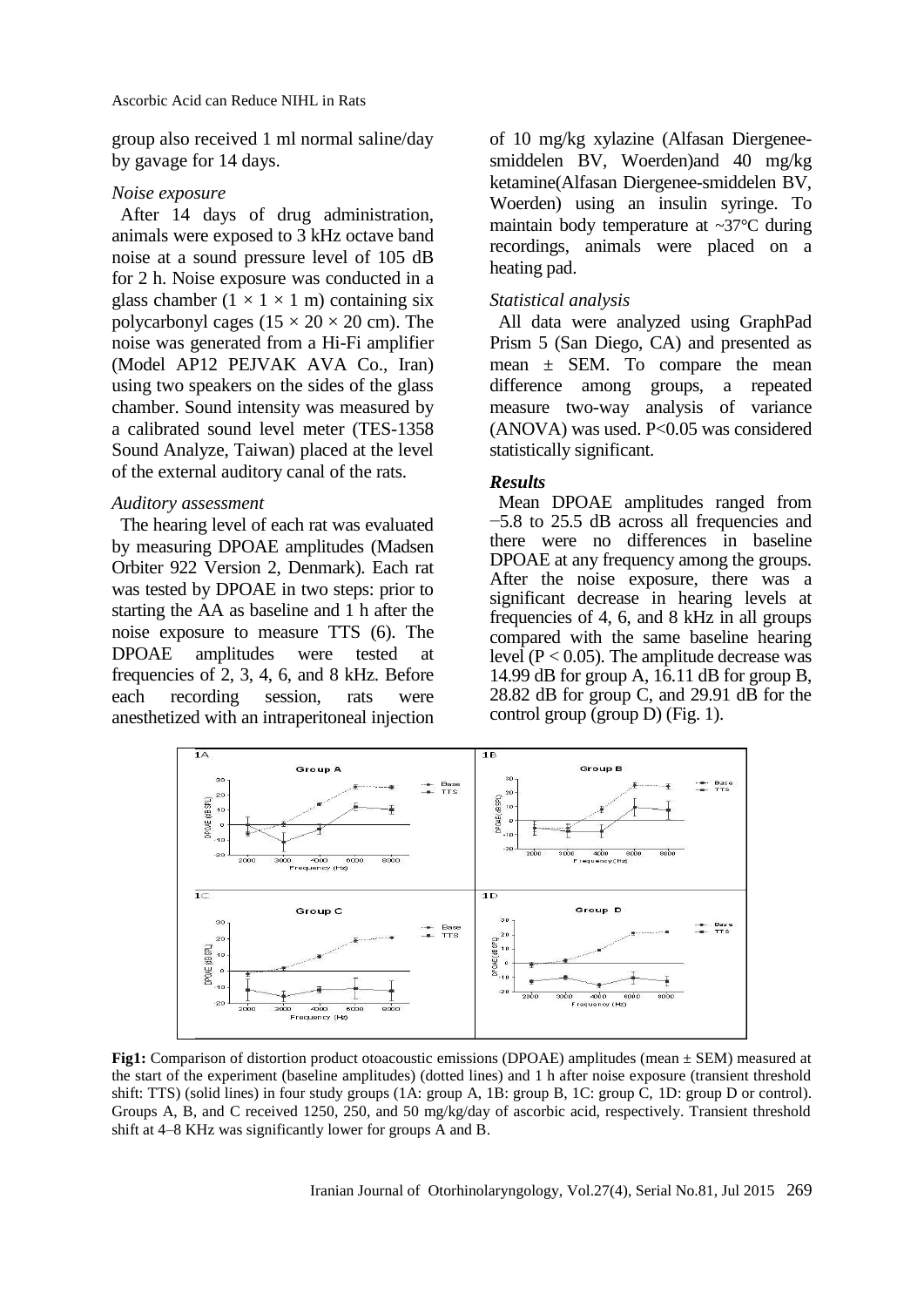group also received 1 ml normal saline/day by gavage for 14 days.

*Noise exposure*

After 14 days of drug administration, animals were exposed to 3 kHz octave band noise at a sound pressure level of 105 dB for 2 h. Noise exposure was conducted in a glass chamber ($1 \times 1 \times 1$ m) containing six polycarbonyl cages ($15 \times 20 \times 20$ cm). The noise was generated from a Hi-Fi amplifier (Model AP12 PEJVAK AVA Co., Iran) using two speakers on the sides of the glass chamber. Sound intensity was measured by a calibrated sound level meter (TES-1358 Sound Analyze, Taiwan) placed at the level of the external auditory canal of the rats.

*Auditory assessment*

The hearing level of each rat was evaluated by measuring DPOAE amplitudes (Madsen Orbiter 922 Version 2, Denmark). Each rat was tested by DPOAE in two steps: prior to starting the AA as baseline and 1 h after the noise exposure to measure TTS (6). The DPOAE amplitudes were tested at frequencies of 2, 3, 4, 6, and 8 kHz. Before each recording session, rats were anesthetized with an intraperitoneal injection of 10 mg/kg xylazine (Alfasan Diergenee-smiddelen BV, Woerden)and 40 mg/kg ketamine(Alfasan Diergenee-smiddelen BV, Woerden) using an insulin syringe. To maintain body temperature at ~37°C during recordings, animals were placed on a heating pad.

*Statistical analysis*

All data were analyzed using GraphPad Prism 5 (San Diego, CA) and presented as mean ± SEM. To compare the mean difference among groups, a repeated measure two-way analysis of variance (ANOVA) was used. $P<0.05$ was considered statistically significant.

### *Results*

Mean DPOAE amplitudes ranged from –5.8 to 25.5 dB across all frequencies and there were no differences in baseline DPOAE at any frequency among the groups. After the noise exposure, there was a significant decrease in hearing levels at frequencies of 4, 6, and 8 kHz in all groups compared with the same baseline hearing level ($P < 0.05$). The amplitude decrease was 14.99 dB for group A, 16.11 dB for group B, 28.82 dB for group C, and 29.91 dB for the control group (group D) (Fig. 1).

**Fig1:** Comparison of distortion product otoacoustic emissions (DPOAE) amplitudes (mean ± SEM) measured at the start of the experiment (baseline amplitudes) (dotted lines) and 1 h after noise exposure (transient threshold shift: TTS) (solid lines) in four study groups (1A: group A, 1B: group B, 1C: group C, 1D: group D or control). Groups A, B, and C received 1250, 250, and 50 mg/kg/day of ascorbic acid, respectively. Transient threshold shift at 4–8 KHz was significantly lower for groups A and B.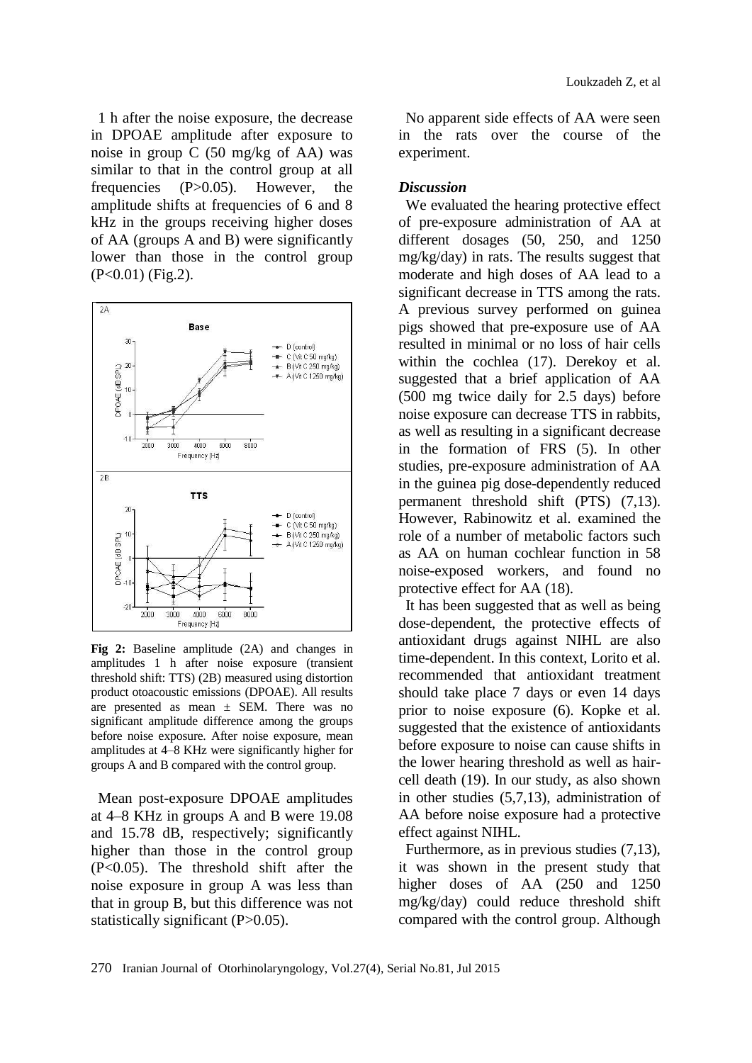1 h after the noise exposure, the decrease in DPOAE amplitude after exposure to noise in group C (50 mg/kg of AA) was similar to that in the control group at all frequencies ($P>0.05$). However, the amplitude shifts at frequencies of 6 and 8 kHz in the groups receiving higher doses of AA (groups A and B) were significantly lower than those in the control group ($P<0.01$) (Fig.2).

**Fig 2:** Baseline amplitude (2A) and changes in amplitudes 1 h after noise exposure (transient threshold shift: TTS) (2B) measured using distortion product otoacoustic emissions (DPOAE). All results are presented as mean ± SEM. There was no significant amplitude difference among the groups before noise exposure. After noise exposure, mean amplitudes at 4–8 KHz were significantly higher for groups A and B compared with the control group.

Mean post-exposure DPOAE amplitudes at 4–8 KHz in groups A and B were 19.08 and 15.78 dB, respectively; significantly higher than those in the control group ($P<0.05$). The threshold shift after the noise exposure in group A was less than that in group B, but this difference was not statistically significant ($P>0.05$).

No apparent side effects of AA were seen in the rats over the course of the experiment.

### *Discussion*

We evaluated the hearing protective effect of pre-exposure administration of AA at different dosages (50, 250, and 1250 mg/kg/day) in rats. The results suggest that moderate and high doses of AA lead to a significant decrease in TTS among the rats. A previous survey performed on guinea pigs showed that pre-exposure use of AA resulted in minimal or no loss of hair cells within the cochlea (17). Derekoy et al. suggested that a brief application of AA (500 mg twice daily for 2.5 days) before noise exposure can decrease TTS in rabbits, as well as resulting in a significant decrease in the formation of FRS (5). In other studies, pre-exposure administration of AA in the guinea pig dose-dependently reduced permanent threshold shift (PTS) (7,13). However, Rabinowitz et al. examined the role of a number of metabolic factors such as AA on human cochlear function in 58 noise-exposed workers, and found no protective effect for AA (18).

It has been suggested that as well as being dose-dependent, the protective effects of antioxidant drugs against NIHL are also time-dependent. In this context, Lorito et al. recommended that antioxidant treatment should take place 7 days or even 14 days prior to noise exposure (6). Kopke et al. suggested that the existence of antioxidants before exposure to noise can cause shifts in the lower hearing threshold as well as hair-cell death (19). In our study, as also shown in other studies (5,7,13), administration of AA before noise exposure had a protective effect against NIHL.

Furthermore, as in previous studies (7,13), it was shown in the present study that higher doses of AA (250 and 1250 mg/kg/day) could reduce threshold shift compared with the control group. Although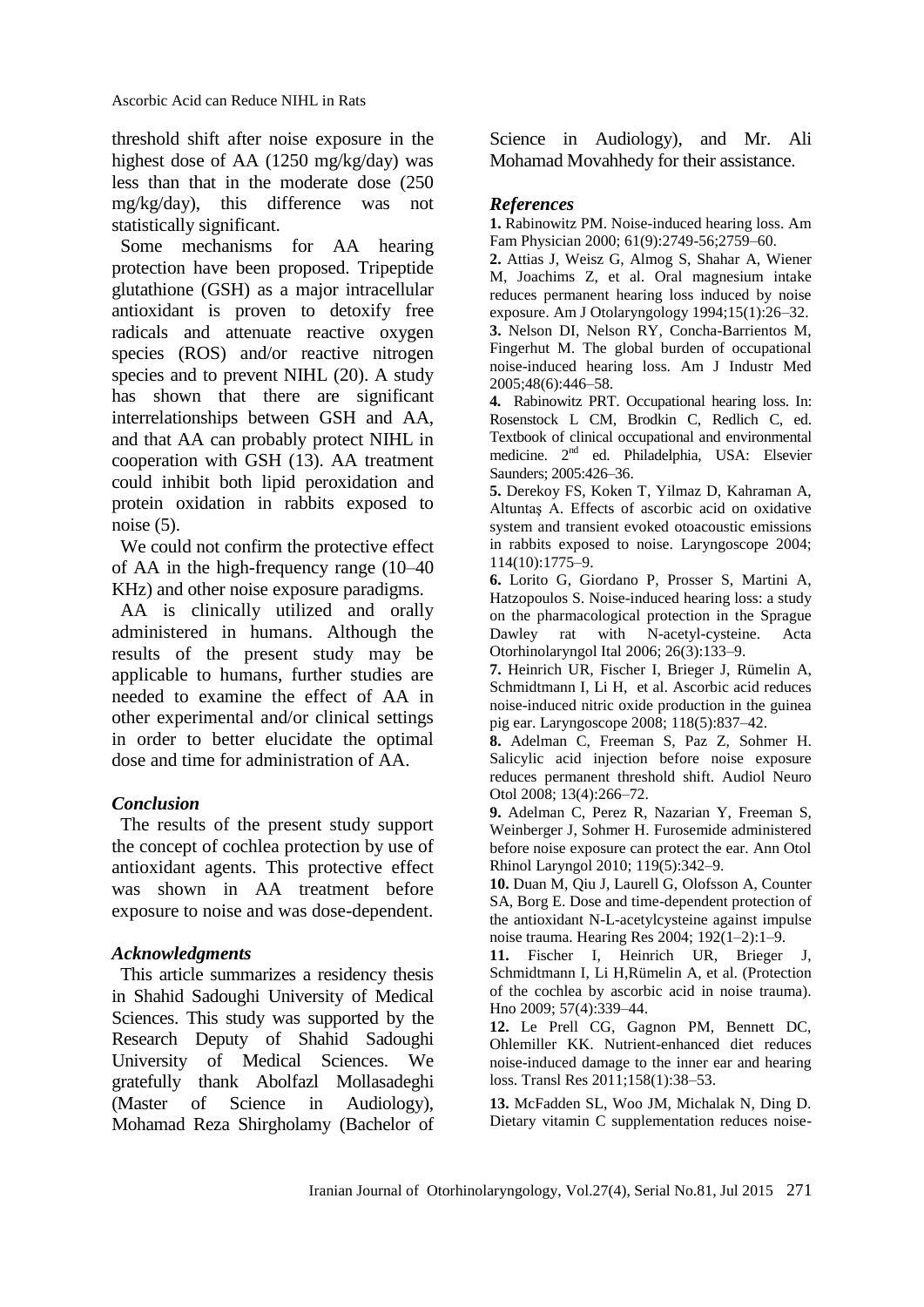threshold shift after noise exposure in the highest dose of AA (1250 mg/kg/day) was less than that in the moderate dose (250 mg/kg/day), this difference was not statistically significant.

Some mechanisms for AA hearing protection have been proposed. Tripeptide glutathione (GSH) as a major intracellular antioxidant is proven to detoxify free radicals and attenuate reactive oxygen species (ROS) and/or reactive nitrogen species and to prevent NIHL (20). A study has shown that there are significant interrelationships between GSH and AA, and that AA can probably protect NIHL in cooperation with GSH (13). AA treatment could inhibit both lipid peroxidation and protein oxidation in rabbits exposed to noise (5).

We could not confirm the protective effect of AA in the high-frequency range (10–40 KHz) and other noise exposure paradigms.

AA is clinically utilized and orally administered in humans. Although the results of the present study may be applicable to humans, further studies are needed to examine the effect of AA in other experimental and/or clinical settings in order to better elucidate the optimal dose and time for administration of AA.

### *Conclusion*

The results of the present study support the concept of cochlea protection by use of antioxidant agents. This protective effect was shown in AA treatment before exposure to noise and was dose-dependent.

### *Acknowledgments*

This article summarizes a residency thesis in Shahid Sadoughi University of Medical Sciences. This study was supported by the Research Deputy of Shahid Sadoughi University of Medical Sciences. We gratefully thank Abolfazl Mollasadeghi (Master of Science in Audiology), Mohamad Reza Shirgholamy (Bachelor of Science in Audiology), and Mr. Ali Mohamad Movahhedy for their assistance.

### *References*

**1.** Rabinowitz PM. Noise-induced hearing loss. Am Fam Physician 2000; 61(9):2749-56;2759–60.

**2.** Attias J, Weisz G, Almog S, Shahar A, Wiener M, Joachims Z, et al. Oral magnesium intake reduces permanent hearing loss induced by noise exposure. Am J Otolaryngology 1994;15(1):26–32.

**3.** Nelson DI, Nelson RY, Concha-Barrientos M, Fingerhut M. The global burden of occupational noise-induced hearing loss. Am J Industr Med 2005;48(6):446–58.

**4.** Rabinowitz PRT. Occupational hearing loss. In: Rosenstock L CM, Brodkin C, Redlich C, ed. Textbook of clinical occupational and environmental medicine. 2nd ed. Philadelphia, USA: Elsevier Saunders; 2005:426–36.

**5.** Derekoy FS, Koken T, Yilmaz D, Kahraman A, Altuntaş A. Effects of ascorbic acid on oxidative system and transient evoked otoacoustic emissions in rabbits exposed to noise. Laryngoscope 2004; 114(10):1775–9.

**6.** Lorito G, Giordano P, Prosser S, Martini A, Hatzopoulos S. Noise-induced hearing loss: a study on the pharmacological protection in the Sprague Dawley rat with N-acetyl-cysteine. Acta Otorhinolaryngol Ital 2006; 26(3):133–9.

**7.** Heinrich UR, Fischer I, Brieger J, Rümelin A, Schmidtmann I, Li H, et al. Ascorbic acid reduces noise-induced nitric oxide production in the guinea pig ear. Laryngoscope 2008; 118(5):837–42.

**8.** Adelman C, Freeman S, Paz Z, Sohmer H. Salicylic acid injection before noise exposure reduces permanent threshold shift. Audiol Neuro Otol 2008; 13(4):266–72.

**9.** Adelman C, Perez R, Nazarian Y, Freeman S, Weinberger J, Sohmer H. Furosemide administered before noise exposure can protect the ear. Ann Otol Rhinol Laryngol 2010; 119(5):342–9.

**10.** Duan M, Qiu J, Laurell G, Olofsson A, Counter SA, Borg E. Dose and time-dependent protection of the antioxidant N-L-acetylcysteine against impulse noise trauma. Hearing Res 2004; 192(1–2):1–9.

**11.** Fischer I, Heinrich UR, Brieger J, Schmidtmann I, Li H,Rümelin A, et al. (Protection of the cochlea by ascorbic acid in noise trauma). Hno 2009; 57(4):339–44.

**12.** Le Prell CG, Gagnon PM, Bennett DC, Ohlemiller KK. Nutrient-enhanced diet reduces noise-induced damage to the inner ear and hearing loss. Transl Res 2011;158(1):38–53.

**13.** McFadden SL, Woo JM, Michalak N, Ding D. Dietary vitamin C supplementation reduces noise-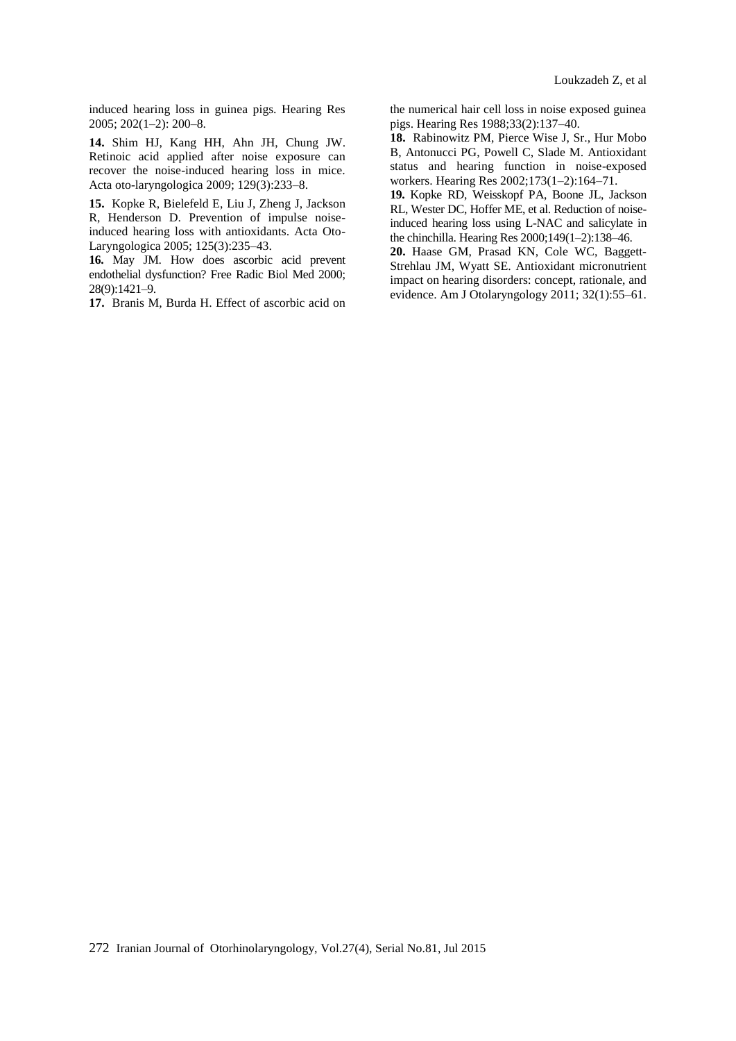induced hearing loss in guinea pigs. Hearing Res 2005; 202(1–2): 200–8.

**14.** Shim HJ, Kang HH, Ahn JH, Chung JW. Retinoic acid applied after noise exposure can recover the noise-induced hearing loss in mice. Acta oto-laryngologica 2009; 129(3):233–8.

**15.** Kopke R, Bielefeld E, Liu J, Zheng J, Jackson R, Henderson D. Prevention of impulse noise-induced hearing loss with antioxidants. Acta Oto-Laryngologica 2005; 125(3):235–43.

**16.** May JM. How does ascorbic acid prevent endothelial dysfunction? Free Radic Biol Med 2000; 28(9):1421–9.

**17.** Branis M, Burda H. Effect of ascorbic acid on the numerical hair cell loss in noise exposed guinea pigs. Hearing Res 1988;33(2):137–40.

**18.** Rabinowitz PM, Pierce Wise J, Sr., Hur Mobo B, Antonucci PG, Powell C, Slade M. Antioxidant status and hearing function in noise-exposed workers. Hearing Res 2002;173(1–2):164–71.

**19.** Kopke RD, Weisskopf PA, Boone JL, Jackson RL, Wester DC, Hoffer ME, et al. Reduction of noise-induced hearing loss using L-NAC and salicylate in the chinchilla. Hearing Res 2000;149(1–2):138–46.

**20.** Haase GM, Prasad KN, Cole WC, Baggett-Strehlau JM, Wyatt SE. Antioxidant micronutrient impact on hearing disorders: concept, rationale, and evidence. Am J Otolaryngology 2011; 32(1):55–61.